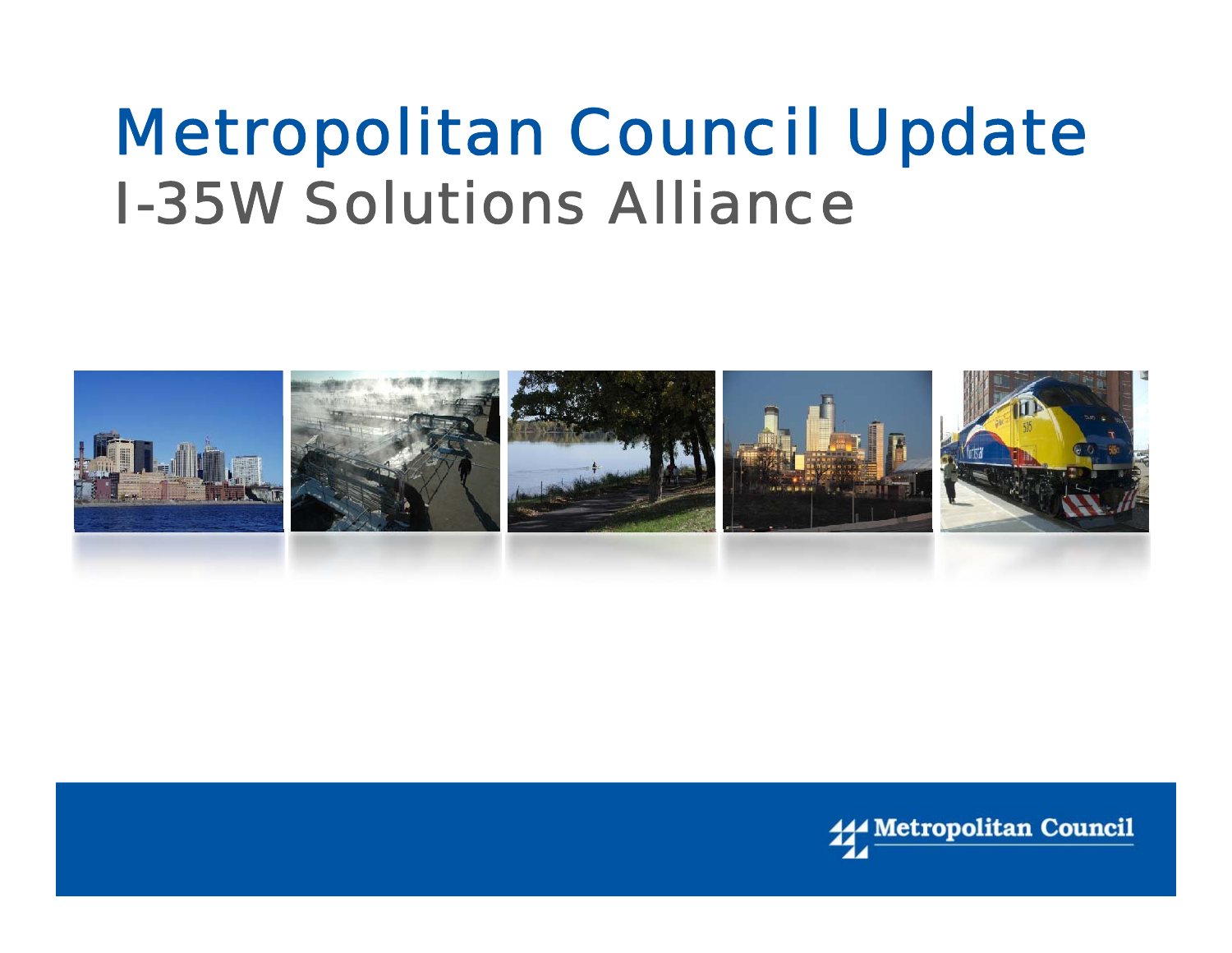# Metropolitan Council Update

## I-35W Solutions Alliance

Metropolitan Council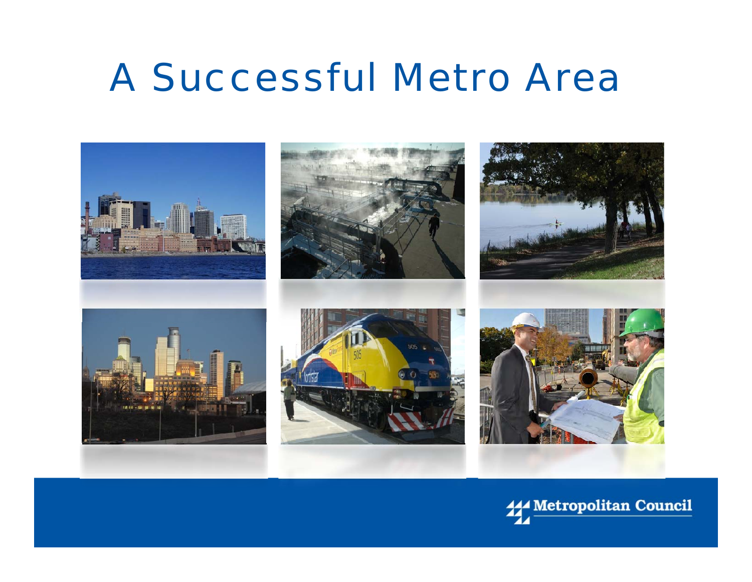# A Successful Metro Area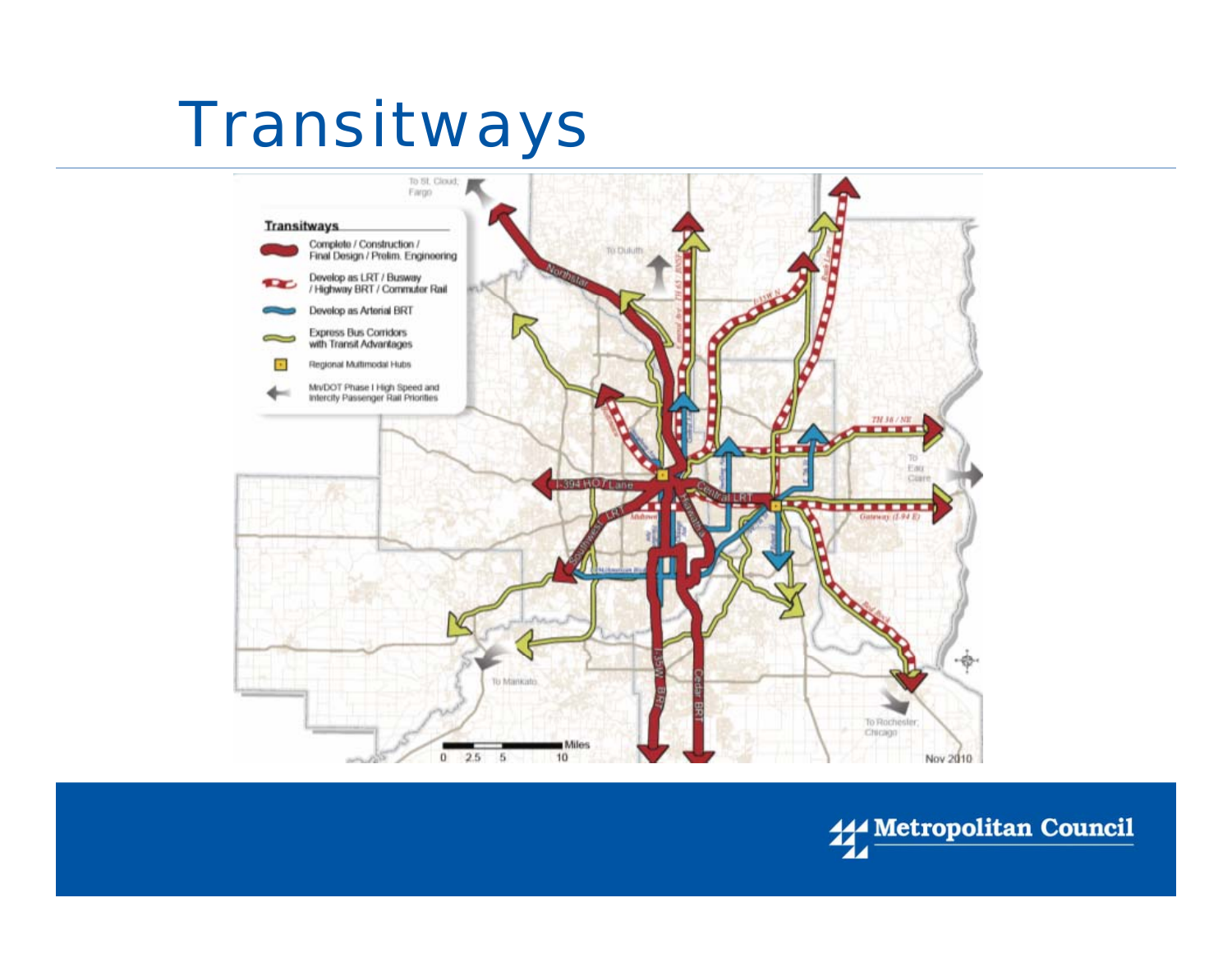# Transitways

**Transitways**

- Complete / Construction / Final Design / Prelim. Engineering
- Develop as LRT / Busway / Highway BRT / Commuter Rail
- Develop as Arterial BRT
- Express Bus Corridors with Transit Advantages
- Regional Multimodal Hubs
- MnDOT Phase I High Speed and Intercity Passenger Rail Priorities

To St. Cloud; Fargo

To Duluth

To Eau Claire

To Mankato

To Rochester; Chicago

Northstar

I-394 HOT Lane

Central LRT

Hiawatha

Southwest LRT

I-35W BRT

Cedar BRT

TH 36 / NE

Gateway (I-94 E)

Red Rock

Rush Line

I-35W N

Midtown

Miles 0 2.5 5 10

Nov 2010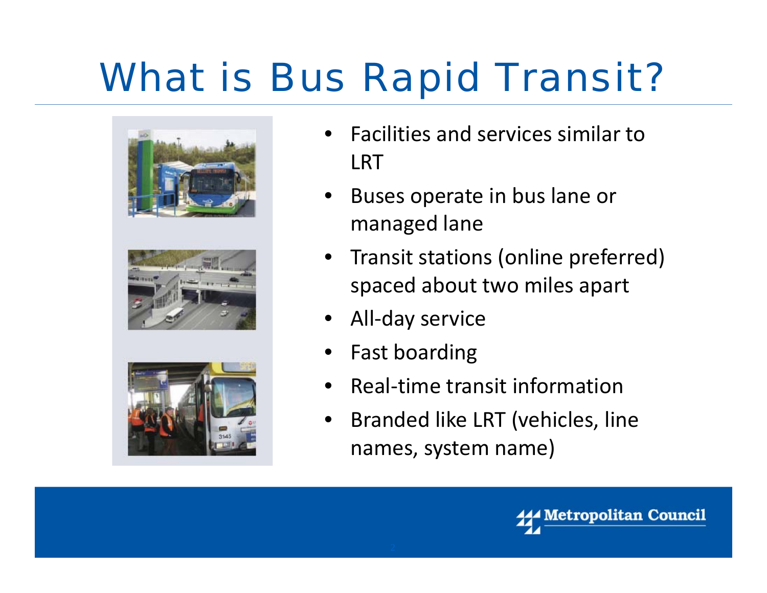# What is Bus Rapid Transit?

- Facilities and services similar to LRT
- Buses operate in bus lane or managed lane
- Transit stations (online preferred) spaced about two miles apart
- All-day service
- Fast boarding
- Real-time transit information
- Branded like LRT (vehicles, line names, system name)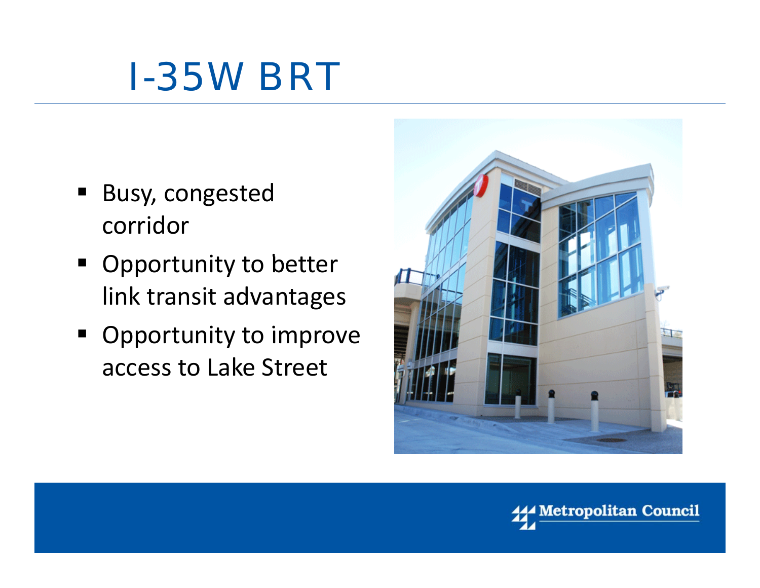# I-35W BRT

- Busy, congested corridor
- Opportunity to better link transit advantages
- Opportunity to improve access to Lake Street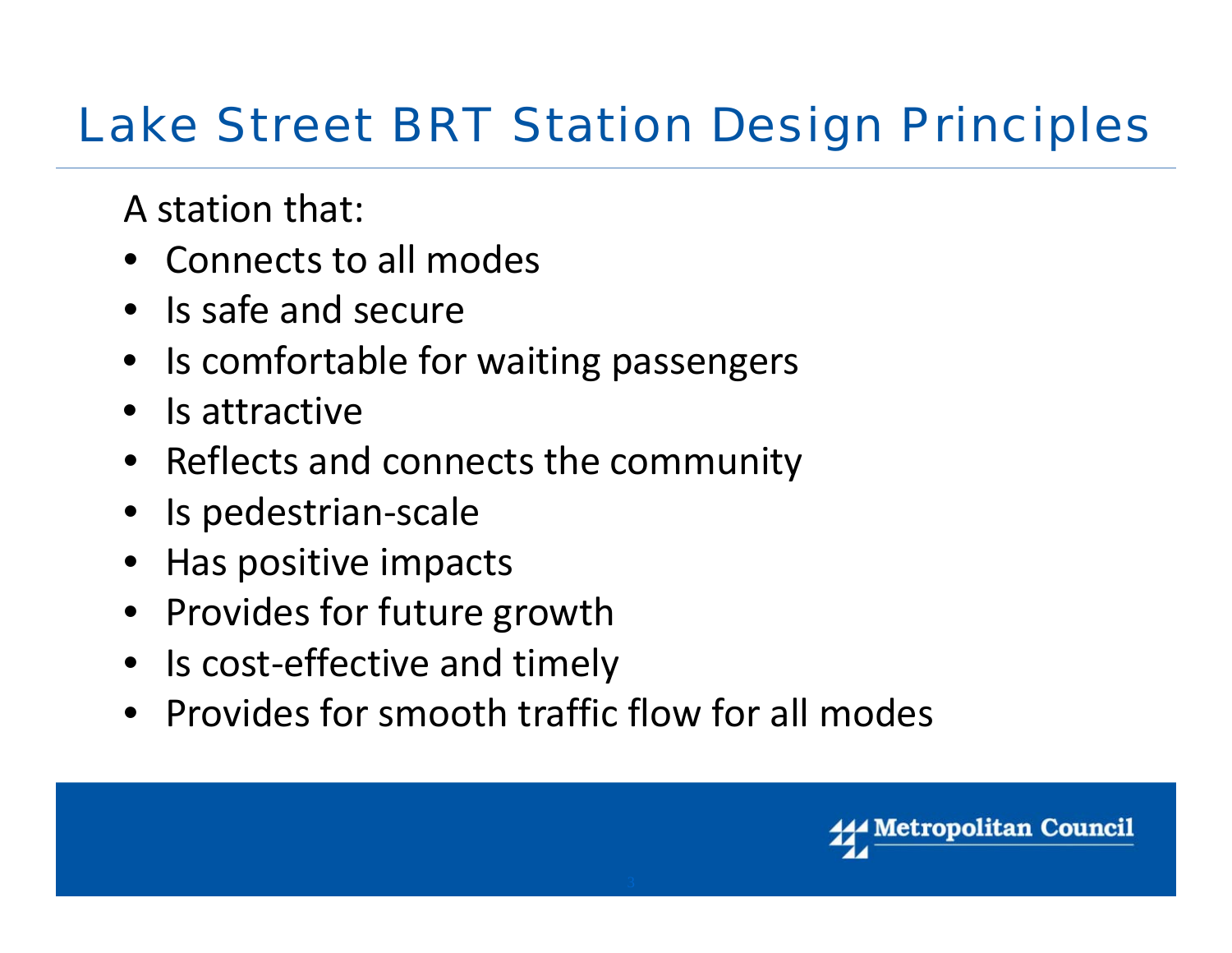# Lake Street BRT Station Design Principles

A station that:

- Connects to all modes
- Is safe and secure
- Is comfortable for waiting passengers
- Is attractive
- Reflects and connects the community
- Is pedestrian-scale
- Has positive impacts
- Provides for future growth
- Is cost-effective and timely
- Provides for smooth traffic flow for all modes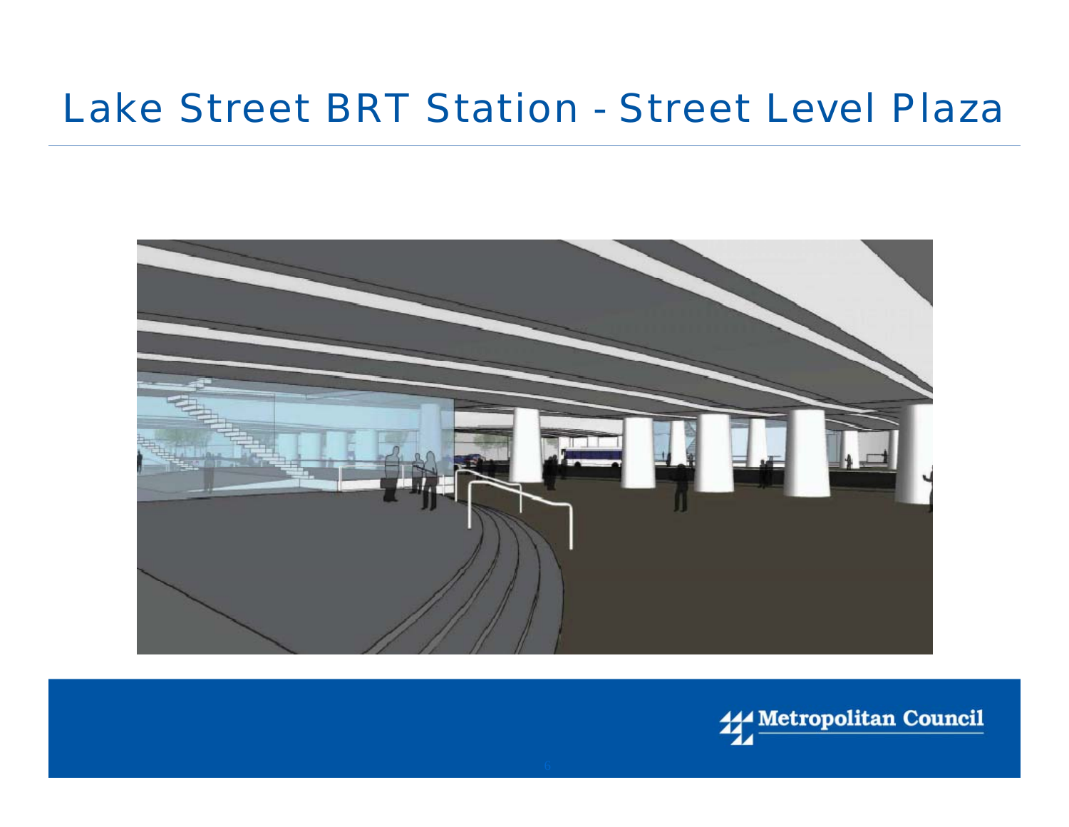# Lake Street BRT Station - Street Level Plaza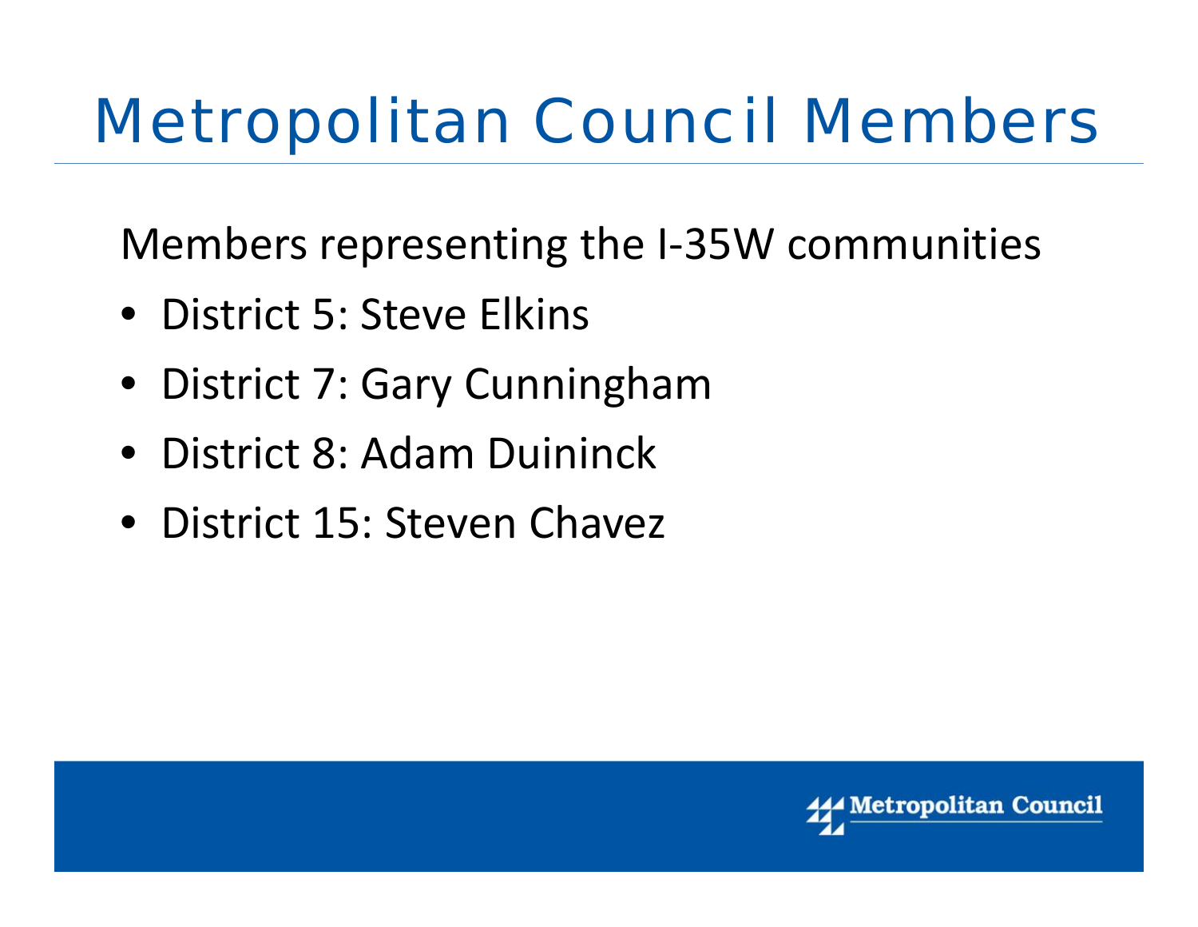# Metropolitan Council Members

Members representing the I-35W communities

- District 5: Steve Elkins
- District 7: Gary Cunningham
- District 8: Adam Duininck
- District 15: Steven Chavez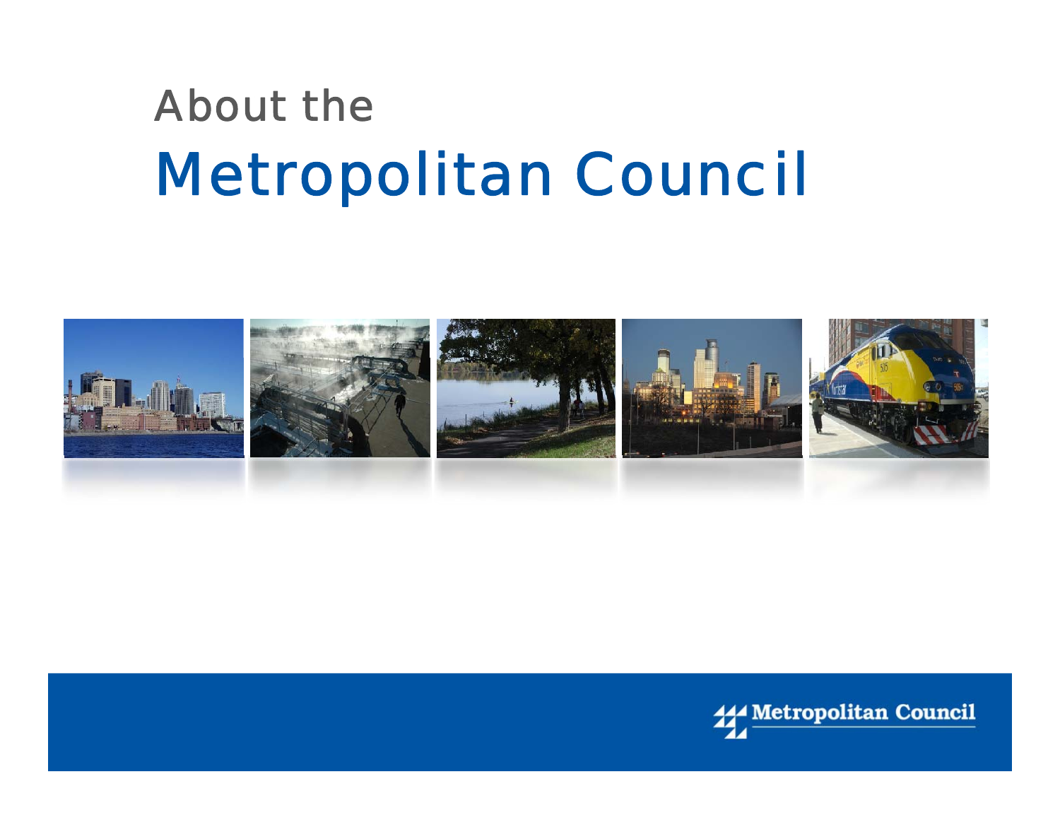About the

# Metropolitan Council

Metropolitan Council